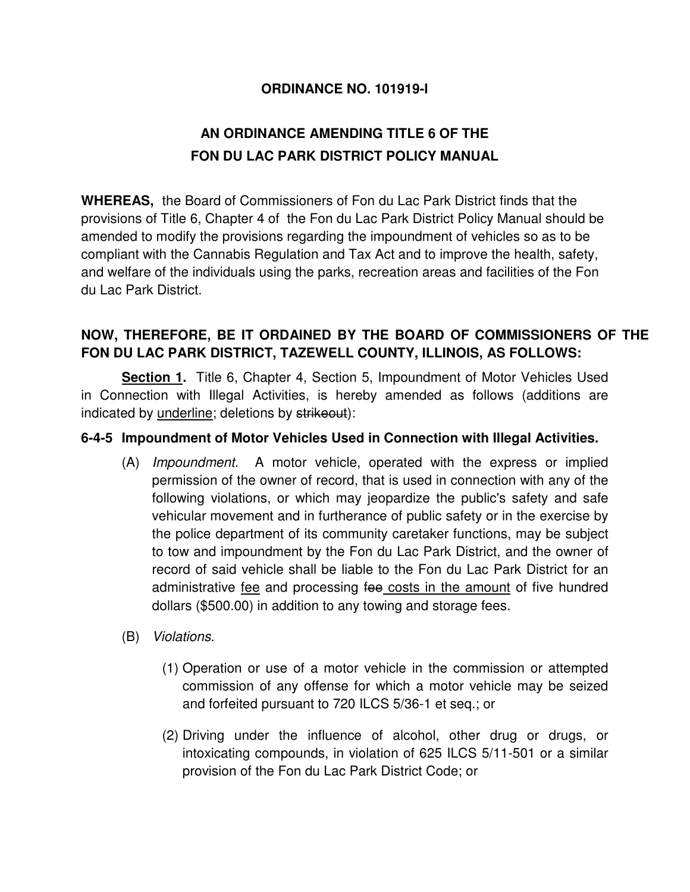**ORDINANCE NO. 101919-I**

**AN ORDINANCE AMENDING TITLE 6 OF THE FON DU LAC PARK DISTRICT POLICY MANUAL**

**WHEREAS,** the Board of Commissioners of Fon du Lac Park District finds that the provisions of Title 6, Chapter 4 of the Fon du Lac Park District Policy Manual should be amended to modify the provisions regarding the impoundment of vehicles so as to be compliant with the Cannabis Regulation and Tax Act and to improve the health, safety, and welfare of the individuals using the parks, recreation areas and facilities of the Fon du Lac Park District.

**NOW, THEREFORE, BE IT ORDAINED BY THE BOARD OF COMMISSIONERS OF THE FON DU LAC PARK DISTRICT, TAZEWELL COUNTY, ILLINOIS, AS FOLLOWS:**

**<u>Section 1</u>.** Title 6, Chapter 4, Section 5, Impoundment of Motor Vehicles Used in Connection with Illegal Activities, is hereby amended as follows (additions are indicated by <u>underline</u>; deletions by ~~strikeout~~):

**6-4-5 Impoundment of Motor Vehicles Used in Connection with Illegal Activities.**

(A) *Impoundment*. A motor vehicle, operated with the express or implied permission of the owner of record, that is used in connection with any of the following violations, or which may jeopardize the public's safety and safe vehicular movement and in furtherance of public safety or in the exercise by the police department of its community caretaker functions, may be subject to tow and impoundment by the Fon du Lac Park District, and the owner of record of said vehicle shall be liable to the Fon du Lac Park District for an administrative <u>fee</u> and processing ~~fee~~ <u>costs in the amount</u> of five hundred dollars ($500.00) in addition to any towing and storage fees.

(B) *Violations*.

(1) Operation or use of a motor vehicle in the commission or attempted commission of any offense for which a motor vehicle may be seized and forfeited pursuant to 720 ILCS 5/36-1 et seq.; or

(2) Driving under the influence of alcohol, other drug or drugs, or intoxicating compounds, in violation of 625 ILCS 5/11-501 or a similar provision of the Fon du Lac Park District Code; or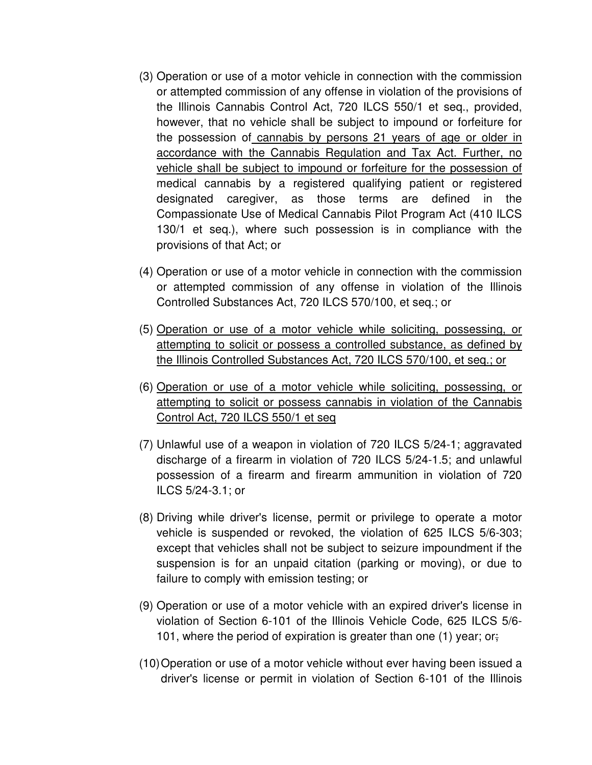(3) Operation or use of a motor vehicle in connection with the commission or attempted commission of any offense in violation of the provisions of the Illinois Cannabis Control Act, 720 ILCS 550/1 et seq., provided, however, that no vehicle shall be subject to impound or forfeiture for the possession of cannabis by persons 21 years of age or older in accordance with the Cannabis Regulation and Tax Act. Further, no vehicle shall be subject to impound or forfeiture for the possession of medical cannabis by a registered qualifying patient or registered designated caregiver, as those terms are defined in the Compassionate Use of Medical Cannabis Pilot Program Act (410 ILCS 130/1 et seq.), where such possession is in compliance with the provisions of that Act; or

(4) Operation or use of a motor vehicle in connection with the commission or attempted commission of any offense in violation of the Illinois Controlled Substances Act, 720 ILCS 570/100, et seq.; or

(5) Operation or use of a motor vehicle while soliciting, possessing, or attempting to solicit or possess a controlled substance, as defined by the Illinois Controlled Substances Act, 720 ILCS 570/100, et seq.; or

(6) Operation or use of a motor vehicle while soliciting, possessing, or attempting to solicit or possess cannabis in violation of the Cannabis Control Act, 720 ILCS 550/1 et seq

(7) Unlawful use of a weapon in violation of 720 ILCS 5/24-1; aggravated discharge of a firearm in violation of 720 ILCS 5/24-1.5; and unlawful possession of a firearm and firearm ammunition in violation of 720 ILCS 5/24-3.1; or

(8) Driving while driver's license, permit or privilege to operate a motor vehicle is suspended or revoked, the violation of 625 ILCS 5/6-303; except that vehicles shall not be subject to seizure impoundment if the suspension is for an unpaid citation (parking or moving), or due to failure to comply with emission testing; or

(9) Operation or use of a motor vehicle with an expired driver's license in violation of Section 6-101 of the Illinois Vehicle Code, 625 ILCS 5/6-101, where the period of expiration is greater than one (1) year; or

(10) Operation or use of a motor vehicle without ever having been issued a driver's license or permit in violation of Section 6-101 of the Illinois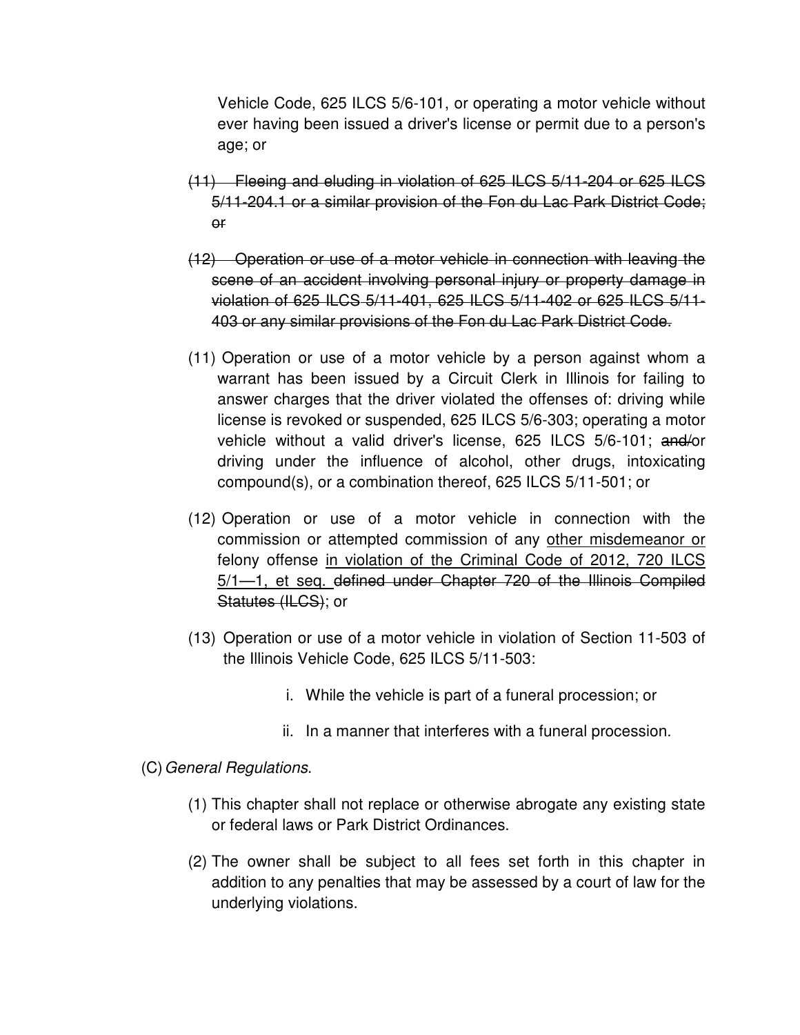Vehicle Code, 625 ILCS 5/6-101, or operating a motor vehicle without ever having been issued a driver's license or permit due to a person's age; or

~~(11) Fleeing and eluding in violation of 625 ILCS 5/11-204 or 625 ILCS 5/11-204.1 or a similar provision of the Fon du Lac Park District Code; or~~

~~(12) Operation or use of a motor vehicle in connection with leaving the scene of an accident involving personal injury or property damage in violation of 625 ILCS 5/11-401, 625 ILCS 5/11-402 or 625 ILCS 5/11-403 or any similar provisions of the Fon du Lac Park District Code.~~

(11) Operation or use of a motor vehicle by a person against whom a warrant has been issued by a Circuit Clerk in Illinois for failing to answer charges that the driver violated the offenses of: driving while license is revoked or suspended, 625 ILCS 5/6-303; operating a motor vehicle without a valid driver's license, 625 ILCS 5/6-101; ~~and/~~or driving under the influence of alcohol, other drugs, intoxicating compound(s), or a combination thereof, 625 ILCS 5/11-501; or

(12) Operation or use of a motor vehicle in connection with the commission or attempted commission of any <u>other misdemeanor or</u> felony offense <u>in violation of the Criminal Code of 2012, 720 ILCS 5/1—1, et seq.</u> ~~defined under Chapter 720 of the Illinois Compiled Statutes (ILCS)~~; or

(13) Operation or use of a motor vehicle in violation of Section 11-503 of the Illinois Vehicle Code, 625 ILCS 5/11-503:

i. While the vehicle is part of a funeral procession; or

ii. In a manner that interferes with a funeral procession.

(C) *General Regulations*.

(1) This chapter shall not replace or otherwise abrogate any existing state or federal laws or Park District Ordinances.

(2) The owner shall be subject to all fees set forth in this chapter in addition to any penalties that may be assessed by a court of law for the underlying violations.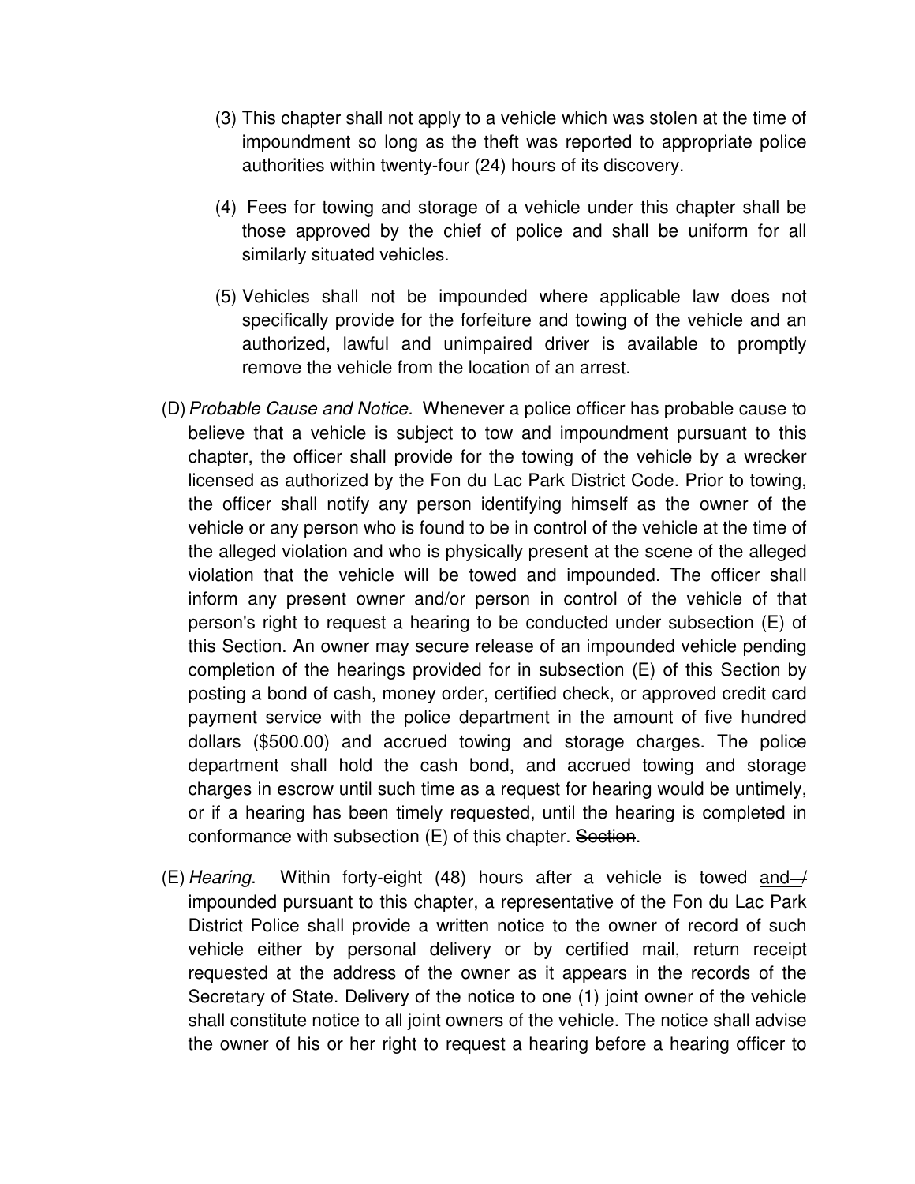(3) This chapter shall not apply to a vehicle which was stolen at the time of impoundment so long as the theft was reported to appropriate police authorities within twenty-four (24) hours of its discovery.

(4) Fees for towing and storage of a vehicle under this chapter shall be those approved by the chief of police and shall be uniform for all similarly situated vehicles.

(5) Vehicles shall not be impounded where applicable law does not specifically provide for the forfeiture and towing of the vehicle and an authorized, lawful and unimpaired driver is available to promptly remove the vehicle from the location of an arrest.

(D) *Probable Cause and Notice.* Whenever a police officer has probable cause to believe that a vehicle is subject to tow and impoundment pursuant to this chapter, the officer shall provide for the towing of the vehicle by a wrecker licensed as authorized by the Fon du Lac Park District Code. Prior to towing, the officer shall notify any person identifying himself as the owner of the vehicle or any person who is found to be in control of the vehicle at the time of the alleged violation and who is physically present at the scene of the alleged violation that the vehicle will be towed and impounded. The officer shall inform any present owner and/or person in control of the vehicle of that person's right to request a hearing to be conducted under subsection (E) of this Section. An owner may secure release of an impounded vehicle pending completion of the hearings provided for in subsection (E) of this Section by posting a bond of cash, money order, certified check, or approved credit card payment service with the police department in the amount of five hundred dollars ($500.00) and accrued towing and storage charges. The police department shall hold the cash bond, and accrued towing and storage charges in escrow until such time as a request for hearing would be untimely, or if a hearing has been timely requested, until the hearing is completed in conformance with subsection (E) of this <u>chapter.</u> ~~Section~~.

(E) *Hearing*. Within forty-eight (48) hours after a vehicle is towed <u>and</u> ~~/~~ impounded pursuant to this chapter, a representative of the Fon du Lac Park District Police shall provide a written notice to the owner of record of such vehicle either by personal delivery or by certified mail, return receipt requested at the address of the owner as it appears in the records of the Secretary of State. Delivery of the notice to one (1) joint owner of the vehicle shall constitute notice to all joint owners of the vehicle. The notice shall advise the owner of his or her right to request a hearing before a hearing officer to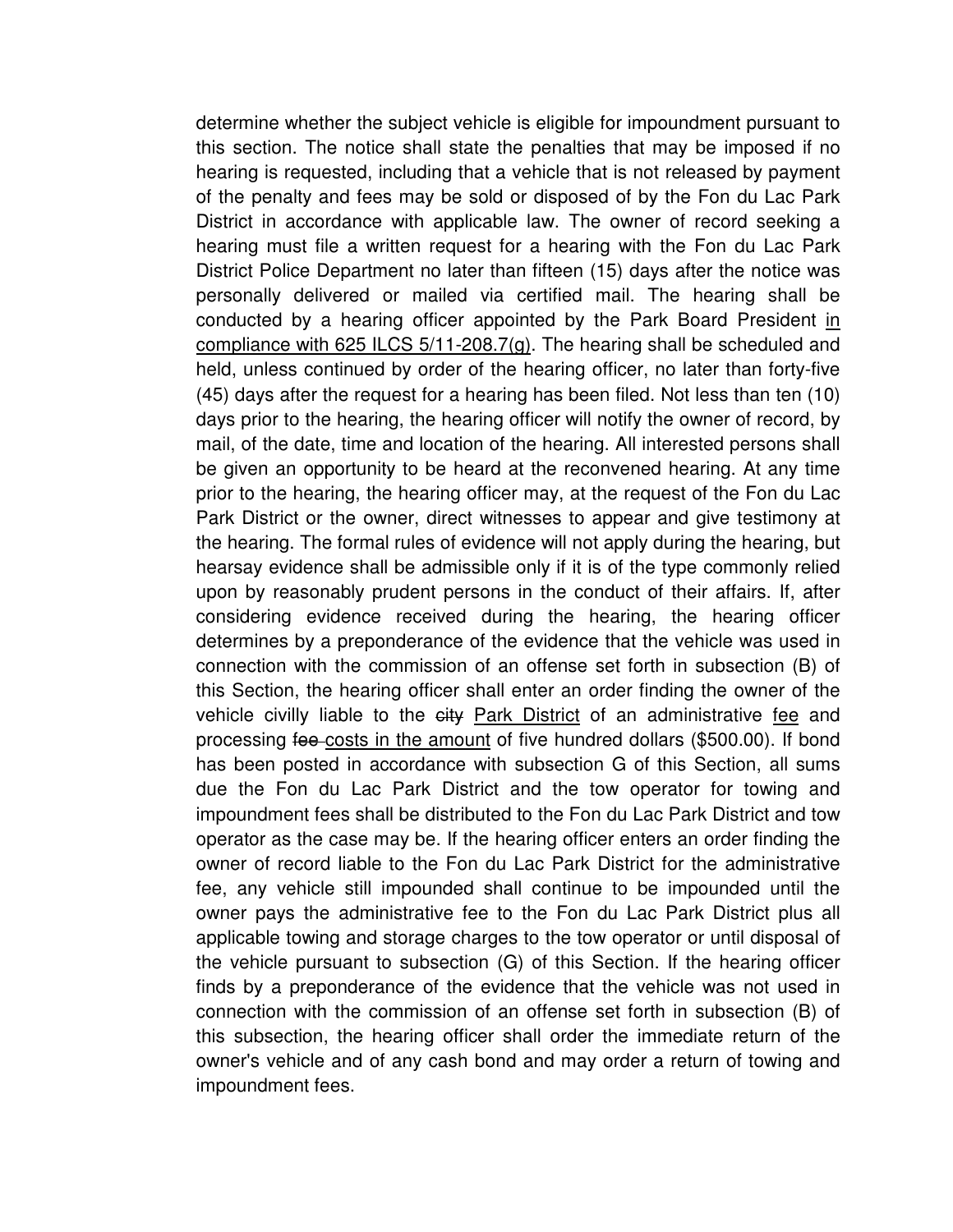determine whether the subject vehicle is eligible for impoundment pursuant to this section. The notice shall state the penalties that may be imposed if no hearing is requested, including that a vehicle that is not released by payment of the penalty and fees may be sold or disposed of by the Fon du Lac Park District in accordance with applicable law. The owner of record seeking a hearing must file a written request for a hearing with the Fon du Lac Park District Police Department no later than fifteen (15) days after the notice was personally delivered or mailed via certified mail. The hearing shall be conducted by a hearing officer appointed by the Park Board President <u>in compliance with 625 ILCS 5/11-208.7(g)</u>. The hearing shall be scheduled and held, unless continued by order of the hearing officer, no later than forty-five (45) days after the request for a hearing has been filed. Not less than ten (10) days prior to the hearing, the hearing officer will notify the owner of record, by mail, of the date, time and location of the hearing. All interested persons shall be given an opportunity to be heard at the reconvened hearing. At any time prior to the hearing, the hearing officer may, at the request of the Fon du Lac Park District or the owner, direct witnesses to appear and give testimony at the hearing. The formal rules of evidence will not apply during the hearing, but hearsay evidence shall be admissible only if it is of the type commonly relied upon by reasonably prudent persons in the conduct of their affairs. If, after considering evidence received during the hearing, the hearing officer determines by a preponderance of the evidence that the vehicle was used in connection with the commission of an offense set forth in subsection (B) of this Section, the hearing officer shall enter an order finding the owner of the vehicle civilly liable to the ~~city~~ <u>Park District</u> of an administrative <u>fee</u> and processing ~~fee~~ <u>costs in the amount</u> of five hundred dollars ($500.00). If bond has been posted in accordance with subsection G of this Section, all sums due the Fon du Lac Park District and the tow operator for towing and impoundment fees shall be distributed to the Fon du Lac Park District and tow operator as the case may be. If the hearing officer enters an order finding the owner of record liable to the Fon du Lac Park District for the administrative fee, any vehicle still impounded shall continue to be impounded until the owner pays the administrative fee to the Fon du Lac Park District plus all applicable towing and storage charges to the tow operator or until disposal of the vehicle pursuant to subsection (G) of this Section. If the hearing officer finds by a preponderance of the evidence that the vehicle was not used in connection with the commission of an offense set forth in subsection (B) of this subsection, the hearing officer shall order the immediate return of the owner's vehicle and of any cash bond and may order a return of towing and impoundment fees.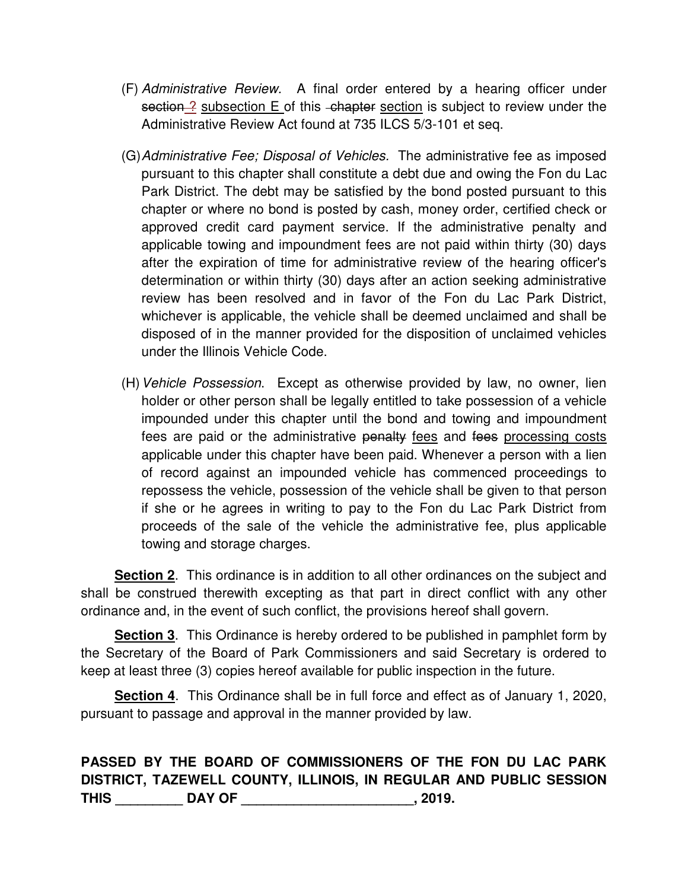(F) *Administrative Review.* A final order entered by a hearing officer under ~~section ?~~ subsection E of this ~~chapter~~ section is subject to review under the Administrative Review Act found at 735 ILCS 5/3-101 et seq.

(G) *Administrative Fee; Disposal of Vehicles.* The administrative fee as imposed pursuant to this chapter shall constitute a debt due and owing the Fon du Lac Park District. The debt may be satisfied by the bond posted pursuant to this chapter or where no bond is posted by cash, money order, certified check or approved credit card payment service. If the administrative penalty and applicable towing and impoundment fees are not paid within thirty (30) days after the expiration of time for administrative review of the hearing officer's determination or within thirty (30) days after an action seeking administrative review has been resolved and in favor of the Fon du Lac Park District, whichever is applicable, the vehicle shall be deemed unclaimed and shall be disposed of in the manner provided for the disposition of unclaimed vehicles under the Illinois Vehicle Code.

(H) *Vehicle Possession.* Except as otherwise provided by law, no owner, lien holder or other person shall be legally entitled to take possession of a vehicle impounded under this chapter until the bond and towing and impoundment fees are paid or the administrative ~~penalty~~ fees and ~~fees~~ processing costs applicable under this chapter have been paid. Whenever a person with a lien of record against an impounded vehicle has commenced proceedings to repossess the vehicle, possession of the vehicle shall be given to that person if she or he agrees in writing to pay to the Fon du Lac Park District from proceeds of the sale of the vehicle the administrative fee, plus applicable towing and storage charges.

**Section 2**. This ordinance is in addition to all other ordinances on the subject and shall be construed therewith excepting as that part in direct conflict with any other ordinance and, in the event of such conflict, the provisions hereof shall govern.

**Section 3**. This Ordinance is hereby ordered to be published in pamphlet form by the Secretary of the Board of Park Commissioners and said Secretary is ordered to keep at least three (3) copies hereof available for public inspection in the future.

**Section 4**. This Ordinance shall be in full force and effect as of January 1, 2020, pursuant to passage and approval in the manner provided by law.

**PASSED BY THE BOARD OF COMMISSIONERS OF THE FON DU LAC PARK DISTRICT, TAZEWELL COUNTY, ILLINOIS, IN REGULAR AND PUBLIC SESSION THIS _________ DAY OF _______________________, 2019.**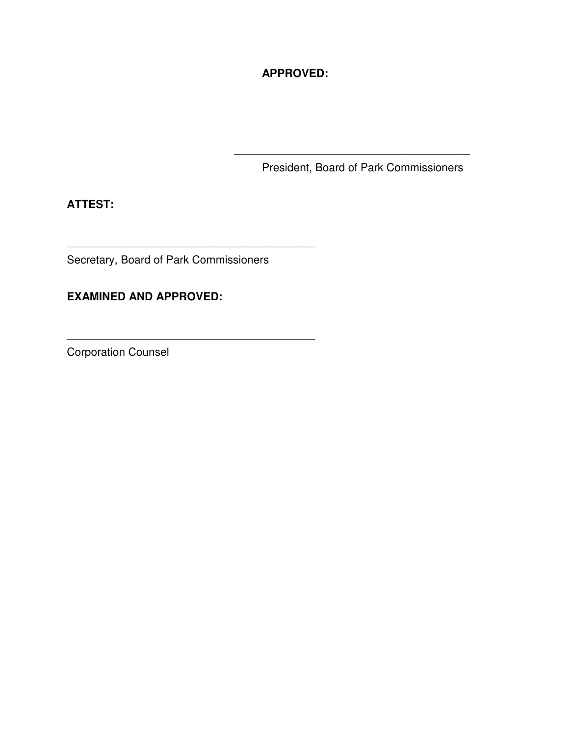**APPROVED:**

\_\_\_\_\_\_\_\_\_\_\_\_\_\_\_\_\_\_\_\_\_\_\_\_\_\_\_\_\_\_\_\_\_\_\_\_\_\_\_\_

President, Board of Park Commissioners

**ATTEST:**

\_\_\_\_\_\_\_\_\_\_\_\_\_\_\_\_\_\_\_\_\_\_\_\_\_\_\_\_\_\_\_\_\_\_\_\_\_\_\_\_

Secretary, Board of Park Commissioners

**EXAMINED AND APPROVED:**

\_\_\_\_\_\_\_\_\_\_\_\_\_\_\_\_\_\_\_\_\_\_\_\_\_\_\_\_\_\_\_\_\_\_\_\_\_\_\_\_

Corporation Counsel